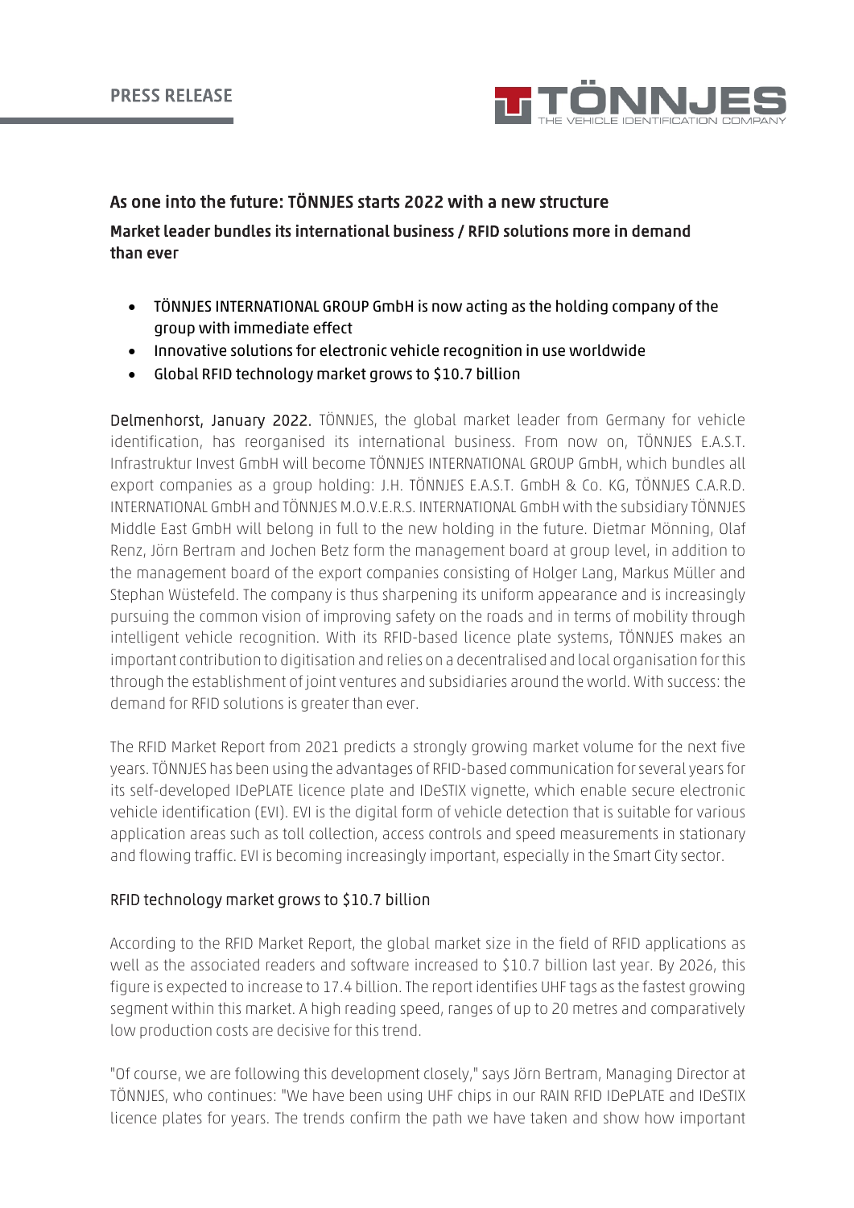PRESS RELEASE

# As one into the future: TÖNNJES starts 2022 with a new structure

## Market leader bundles its international business / RFID solutions more in demand than ever

- TÖNNJES INTERNATIONAL GROUP GmbH is now acting as the holding company of the group with immediate effect
- Innovative solutions for electronic vehicle recognition in use worldwide
- Global RFID technology market grows to $10.7 billion

**Delmenhorst, January 2022.** TÖNNJES, the global market leader from Germany for vehicle identification, has reorganised its international business. From now on, TÖNNJES E.A.S.T. Infrastruktur Invest GmbH will become TÖNNJES INTERNATIONAL GROUP GmbH, which bundles all export companies as a group holding: J.H. TÖNNJES E.A.S.T. GmbH & Co. KG, TÖNNJES C.A.R.D. INTERNATIONAL GmbH and TÖNNJES M.O.V.E.R.S. INTERNATIONAL GmbH with the subsidiary TÖNNJES Middle East GmbH will belong in full to the new holding in the future. Dietmar Mönning, Olaf Renz, Jörn Bertram and Jochen Betz form the management board at group level, in addition to the management board of the export companies consisting of Holger Lang, Markus Müller and Stephan Wüstefeld. The company is thus sharpening its uniform appearance and is increasingly pursuing the common vision of improving safety on the roads and in terms of mobility through intelligent vehicle recognition. With its RFID-based licence plate systems, TÖNNJES makes an important contribution to digitisation and relies on a decentralised and local organisation for this through the establishment of joint ventures and subsidiaries around the world. With success: the demand for RFID solutions is greater than ever.

The RFID Market Report from 2021 predicts a strongly growing market volume for the next five years. TÖNNJES has been using the advantages of RFID-based communication for several years for its self-developed IDePLATE licence plate and IDeSTIX vignette, which enable secure electronic vehicle identification (EVI). EVI is the digital form of vehicle detection that is suitable for various application areas such as toll collection, access controls and speed measurements in stationary and flowing traffic. EVI is becoming increasingly important, especially in the Smart City sector.

### RFID technology market grows to $10.7 billion

According to the RFID Market Report, the global market size in the field of RFID applications as well as the associated readers and software increased to $10.7 billion last year. By 2026, this figure is expected to increase to 17.4 billion. The report identifies UHF tags as the fastest growing segment within this market. A high reading speed, ranges of up to 20 metres and comparatively low production costs are decisive for this trend.

"Of course, we are following this development closely," says Jörn Bertram, Managing Director at TÖNNJES, who continues: "We have been using UHF chips in our RAIN RFID IDePLATE and IDeSTIX licence plates for years. The trends confirm the path we have taken and show how important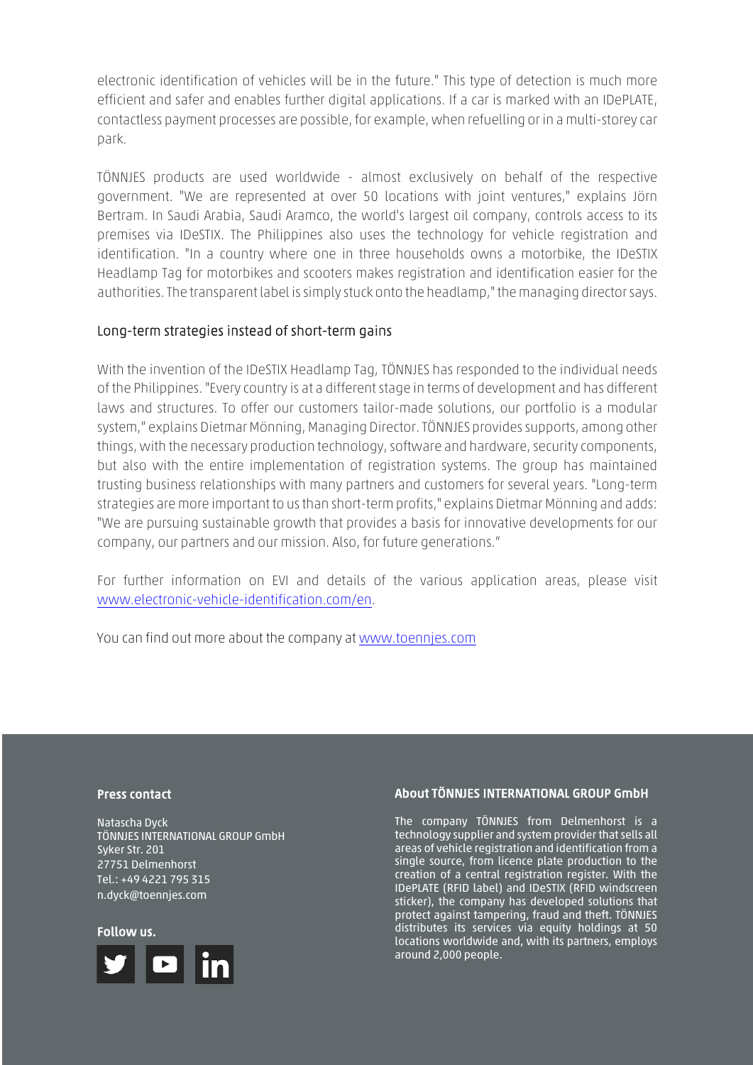electronic identification of vehicles will be in the future." This type of detection is much more efficient and safer and enables further digital applications. If a car is marked with an IDePLATE, contactless payment processes are possible, for example, when refuelling or in a multi-storey car park.

TÖNNJES products are used worldwide - almost exclusively on behalf of the respective government. "We are represented at over 50 locations with joint ventures," explains Jörn Bertram. In Saudi Arabia, Saudi Aramco, the world's largest oil company, controls access to its premises via IDeSTIX. The Philippines also uses the technology for vehicle registration and identification. "In a country where one in three households owns a motorbike, the IDeSTIX Headlamp Tag for motorbikes and scooters makes registration and identification easier for the authorities. The transparent label is simply stuck onto the headlamp," the managing director says.

## Long-term strategies instead of short-term gains

With the invention of the IDeSTIX Headlamp Tag, TÖNNJES has responded to the individual needs of the Philippines. "Every country is at a different stage in terms of development and has different laws and structures. To offer our customers tailor-made solutions, our portfolio is a modular system," explains Dietmar Mönning, Managing Director. TÖNNJES provides supports, among other things, with the necessary production technology, software and hardware, security components, but also with the entire implementation of registration systems. The group has maintained trusting business relationships with many partners and customers for several years. "Long-term strategies are more important to us than short-term profits," explains Dietmar Mönning and adds: "We are pursuing sustainable growth that provides a basis for innovative developments for our company, our partners and our mission. Also, for future generations."

For further information on EVI and details of the various application areas, please visit [www.electronic-vehicle-identification.com/en](http://www.electronic-vehicle-identification.com/en).

You can find out more about the company at [www.toennjes.com](http://www.toennjes.com)

**Press contact**

Natascha Dyck
TÖNNJES INTERNATIONAL GROUP GmbH
Syker Str. 201
27751 Delmenhorst
Tel.: +49 4221 795 315
n.dyck@toennjes.com

**Follow us.**

**About TÖNNJES INTERNATIONAL GROUP GmbH**

The company TÖNNJES from Delmenhorst is a technology supplier and system provider that sells all areas of vehicle registration and identification from a single source, from licence plate production to the creation of a central registration register. With the IDePLATE (RFID label) and IDeSTIX (RFID windscreen sticker), the company has developed solutions that protect against tampering, fraud and theft. TÖNNJES distributes its services via equity holdings at 50 locations worldwide and, with its partners, employs around 2,000 people.